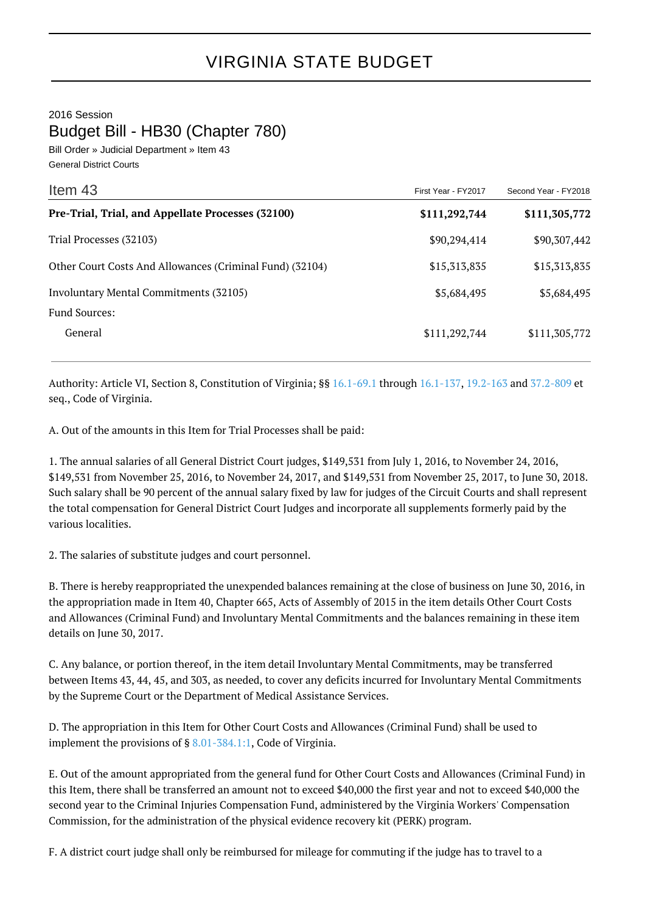# VIRGINIA STATE BUDGET

2016 Session

## Budget Bill - HB30 (Chapter 780)

Bill Order » Judicial Department » Item 43

General District Courts

| Item 43 | First Year - FY2017 | Second Year - FY2018 |
|---|---|---|
| **Pre-Trial, Trial, and Appellate Processes (32100)** | **$111,292,744** | **$111,305,772** |
| Trial Processes (32103) | $90,294,414 | $90,307,442 |
| Other Court Costs And Allowances (Criminal Fund) (32104) | $15,313,835 | $15,313,835 |
| Involuntary Mental Commitments (32105) | $5,684,495 | $5,684,495 |
| Fund Sources: | | |
| General | $111,292,744 | $111,305,772 |

Authority: Article VI, Section 8, Constitution of Virginia; §§ 16.1-69.1 through 16.1-137, 19.2-163 and 37.2-809 et seq., Code of Virginia.

A. Out of the amounts in this Item for Trial Processes shall be paid:

1. The annual salaries of all General District Court judges, $149,531 from July 1, 2016, to November 24, 2016, $149,531 from November 25, 2016, to November 24, 2017, and $149,531 from November 25, 2017, to June 30, 2018. Such salary shall be 90 percent of the annual salary fixed by law for judges of the Circuit Courts and shall represent the total compensation for General District Court Judges and incorporate all supplements formerly paid by the various localities.

2. The salaries of substitute judges and court personnel.

B. There is hereby reappropriated the unexpended balances remaining at the close of business on June 30, 2016, in the appropriation made in Item 40, Chapter 665, Acts of Assembly of 2015 in the item details Other Court Costs and Allowances (Criminal Fund) and Involuntary Mental Commitments and the balances remaining in these item details on June 30, 2017.

C. Any balance, or portion thereof, in the item detail Involuntary Mental Commitments, may be transferred between Items 43, 44, 45, and 303, as needed, to cover any deficits incurred for Involuntary Mental Commitments by the Supreme Court or the Department of Medical Assistance Services.

D. The appropriation in this Item for Other Court Costs and Allowances (Criminal Fund) shall be used to implement the provisions of § 8.01-384.1:1, Code of Virginia.

E. Out of the amount appropriated from the general fund for Other Court Costs and Allowances (Criminal Fund) in this Item, there shall be transferred an amount not to exceed $40,000 the first year and not to exceed $40,000 the second year to the Criminal Injuries Compensation Fund, administered by the Virginia Workers' Compensation Commission, for the administration of the physical evidence recovery kit (PERK) program.

F. A district court judge shall only be reimbursed for mileage for commuting if the judge has to travel to a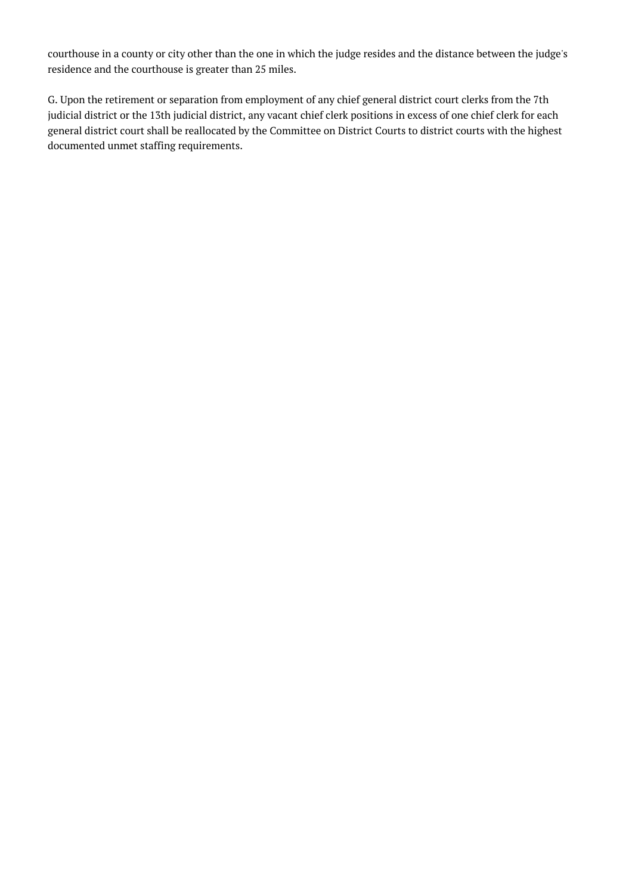courthouse in a county or city other than the one in which the judge resides and the distance between the judge's residence and the courthouse is greater than 25 miles.

G. Upon the retirement or separation from employment of any chief general district court clerks from the 7th judicial district or the 13th judicial district, any vacant chief clerk positions in excess of one chief clerk for each general district court shall be reallocated by the Committee on District Courts to district courts with the highest documented unmet staffing requirements.